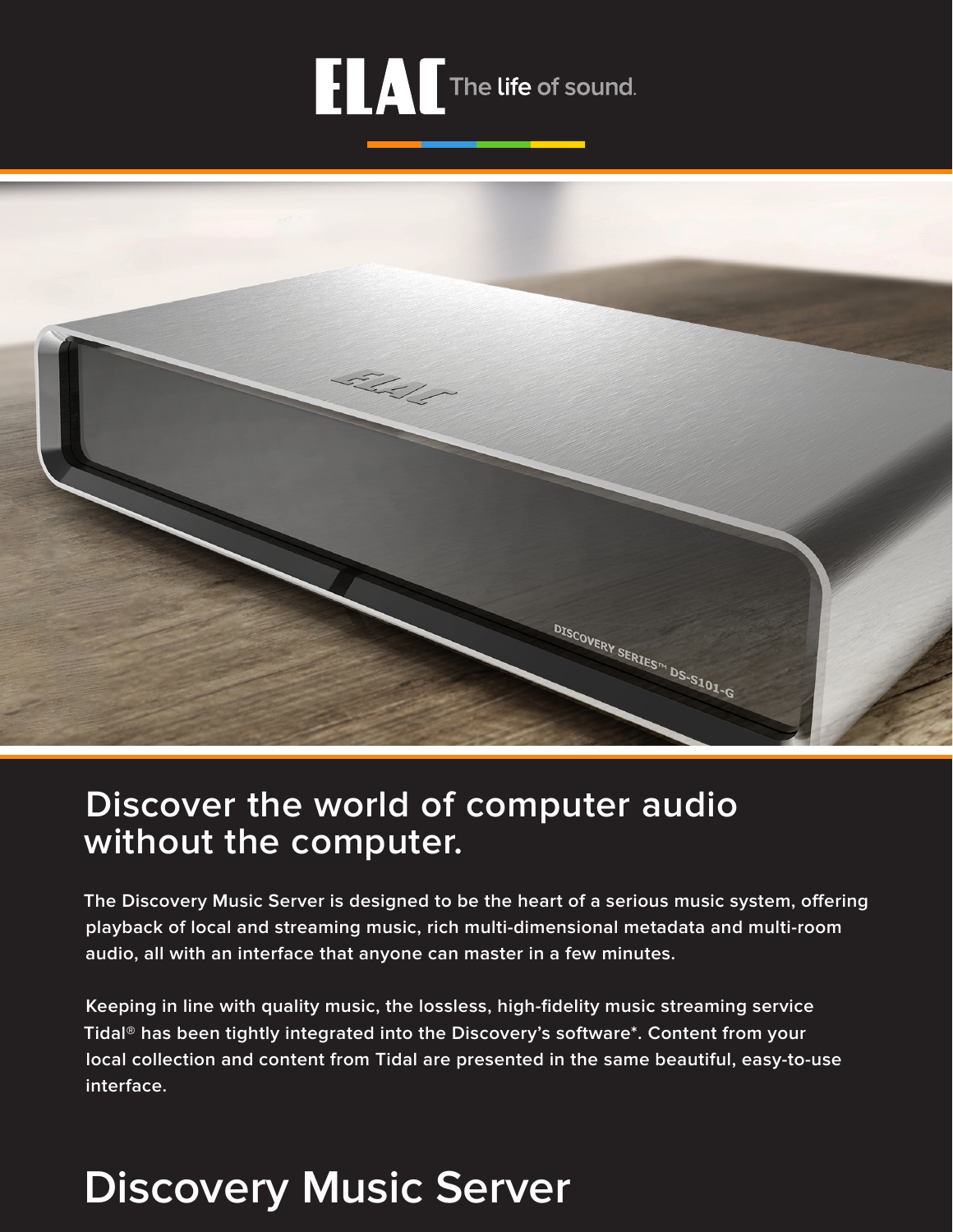ELAC The life of sound.

## Discover the world of computer audio without the computer.

The Discovery Music Server is designed to be the heart of a serious music system, offering playback of local and streaming music, rich multi-dimensional metadata and multi-room audio, all with an interface that anyone can master in a few minutes.

Keeping in line with quality music, the lossless, high-fidelity music streaming service Tidal® has been tightly integrated into the Discovery's software*. Content from your local collection and content from Tidal are presented in the same beautiful, easy-to-use interface.

# Discovery Music Server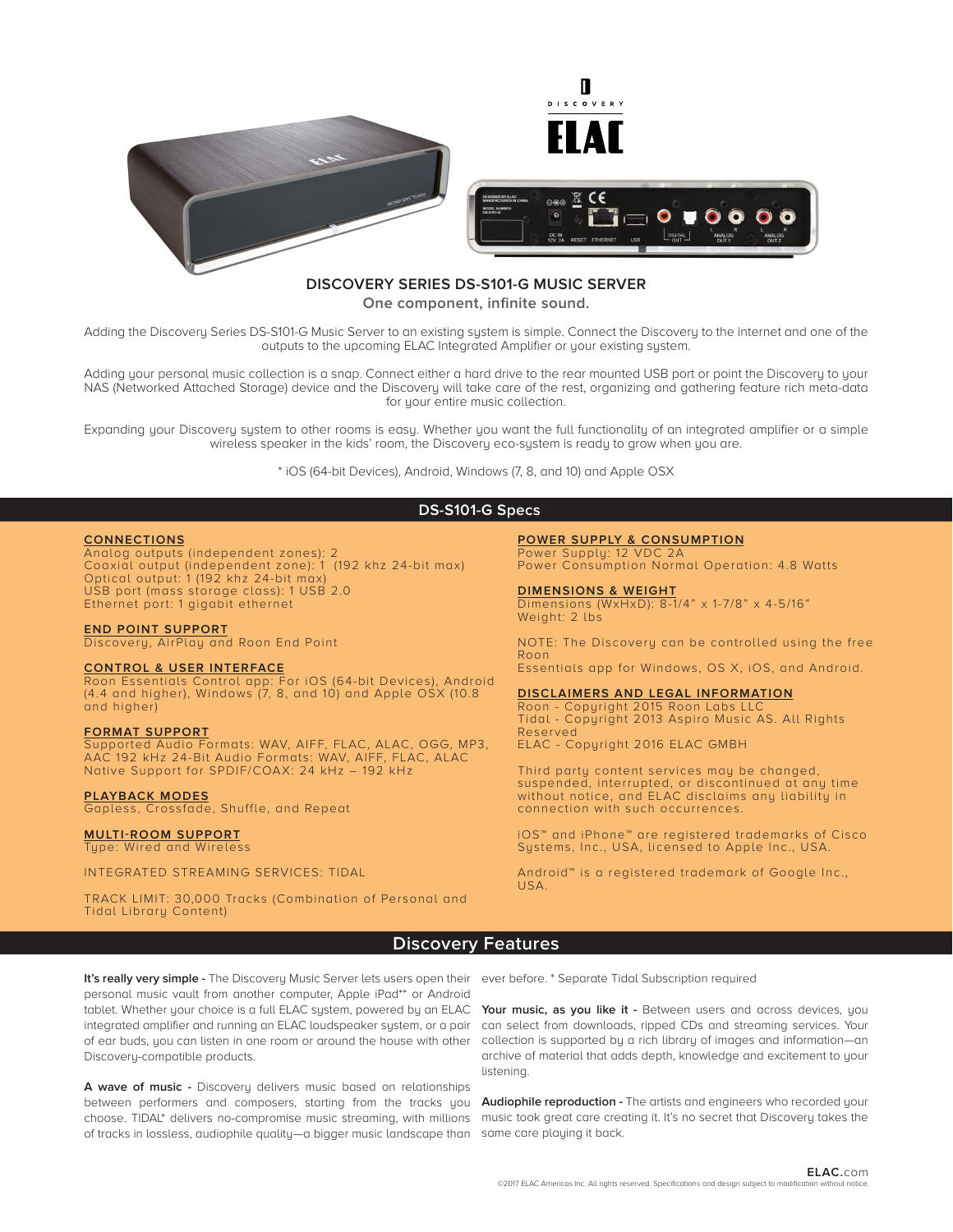DISCOVERY

ELAC

## DISCOVERY SERIES DS-S101-G MUSIC SERVER

**One component, infinite sound.**

Adding the Discovery Series DS-S101-G Music Server to an existing system is simple. Connect the Discovery to the internet and one of the outputs to the upcoming ELAC Integrated Amplifier or your existing system.

Adding your personal music collection is a snap. Connect either a hard drive to the rear mounted USB port or point the Discovery to your NAS (Networked Attached Storage) device and the Discovery will take care of the rest, organizing and gathering feature rich meta-data for your entire music collection.

Expanding your Discovery system to other rooms is easy. Whether you want the full functionality of an integrated amplifier or a simple wireless speaker in the kids' room, the Discovery eco-system is ready to grow when you are.

* iOS (64-bit Devices), Android, Windows (7, 8, and 10) and Apple OSX

## DS-S101-G Specs

**CONNECTIONS**
Analog outputs (independent zones): 2
Coaxial output (independent zone): 1 (192 khz 24-bit max)
Optical output: 1 (192 khz 24-bit max)
USB port (mass storage class): 1 USB 2.0
Ethernet port: 1 gigabit ethernet

**END POINT SUPPORT**
Discovery, AirPlay and Roon End Point

**CONTROL & USER INTERFACE**
Roon Essentials Control app: For iOS (64-bit Devices), Android (4.4 and higher), Windows (7, 8, and 10) and Apple OSX (10.8 and higher)

**FORMAT SUPPORT**
Supported Audio Formats: WAV, AIFF, FLAC, ALAC, OGG, MP3, AAC 192 kHz 24-Bit Audio Formats: WAV, AIFF, FLAC, ALAC
Native Support for SPDIF/COAX: 24 kHz – 192 kHz

**PLAYBACK MODES**
Gapless, Crossfade, Shuffle, and Repeat

**MULTI-ROOM SUPPORT**
Type: Wired and Wireless

INTEGRATED STREAMING SERVICES: TIDAL

TRACK LIMIT: 30,000 Tracks (Combination of Personal and Tidal Library Content)

**POWER SUPPLY & CONSUMPTION**
Power Supply: 12 VDC 2A
Power Consumption Normal Operation: 4.8 Watts

**DIMENSIONS & WEIGHT**
Dimensions (WxHxD): 8-1/4" x 1-7/8" x 4-5/16"
Weight: 2 lbs

NOTE: The Discovery can be controlled using the free Roon Essentials app for Windows, OS X, iOS, and Android.

**DISCLAIMERS AND LEGAL INFORMATION**
Roon - Copyright 2015 Roon Labs LLC
Tidal - Copyright 2013 Aspiro Music AS. All Rights Reserved
ELAC - Copyright 2016 ELAC GMBH

Third party content services may be changed, suspended, interrupted, or discontinued at any time without notice, and ELAC disclaims any liability in connection with such occurrences.

iOS™ and iPhone™ are registered trademarks of Cisco Systems, Inc., USA, licensed to Apple Inc., USA.

Android™ is a registered trademark of Google Inc., USA.

## Discovery Features

**It's really very simple -** The Discovery Music Server lets users open their personal music vault from another computer, Apple iPad** or Android tablet. Whether your choice is a full ELAC system, powered by an ELAC integrated amplifier and running an ELAC loudspeaker system, or a pair of ear buds, you can listen in one room or around the house with other Discovery-compatible products.

**A wave of music -** Discovery delivers music based on relationships between performers and composers, starting from the tracks you choose. TIDAL* delivers no-compromise music streaming, with millions of tracks in lossless, audiophile quality—a bigger music landscape than ever before. * Separate Tidal Subscription required

**Your music, as you like it -** Between users and across devices, you can select from downloads, ripped CDs and streaming services. Your collection is supported by a rich library of images and information—an archive of material that adds depth, knowledge and excitement to your listening.

**Audiophile reproduction -** The artists and engineers who recorded your music took great care creating it. It's no secret that Discovery takes the same care playing it back.

**ELAC.com**
©2017 ELAC Americas Inc. All rights reserved. Specifications and design subject to modification without notice.